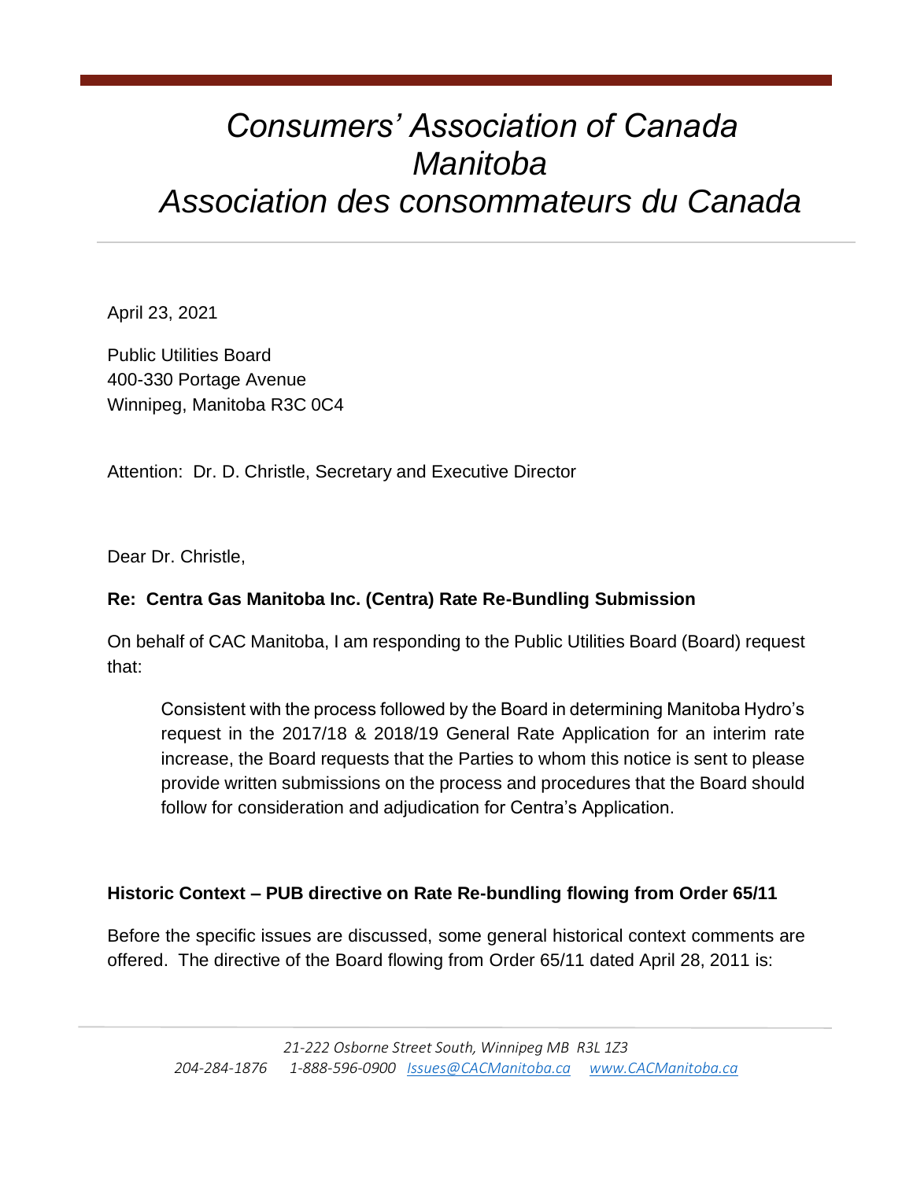# *Consumers' Association of Canada Manitoba Association des consommateurs du Canada*

April 23, 2021

Public Utilities Board
400-330 Portage Avenue
Winnipeg, Manitoba R3C 0C4

Attention: Dr. D. Christle, Secretary and Executive Director

Dear Dr. Christle,

**Re: Centra Gas Manitoba Inc. (Centra) Rate Re-Bundling Submission**

On behalf of CAC Manitoba, I am responding to the Public Utilities Board (Board) request that:

> Consistent with the process followed by the Board in determining Manitoba Hydro's request in the 2017/18 & 2018/19 General Rate Application for an interim rate increase, the Board requests that the Parties to whom this notice is sent to please provide written submissions on the process and procedures that the Board should follow for consideration and adjudication for Centra's Application.

**Historic Context – PUB directive on Rate Re-bundling flowing from Order 65/11**

Before the specific issues are discussed, some general historical context comments are offered. The directive of the Board flowing from Order 65/11 dated April 28, 2011 is:

*21-222 Osborne Street South, Winnipeg MB R3L 1Z3*
*204-284-1876 1-888-596-0900 Issues@CACManitoba.ca www.CACManitoba.ca*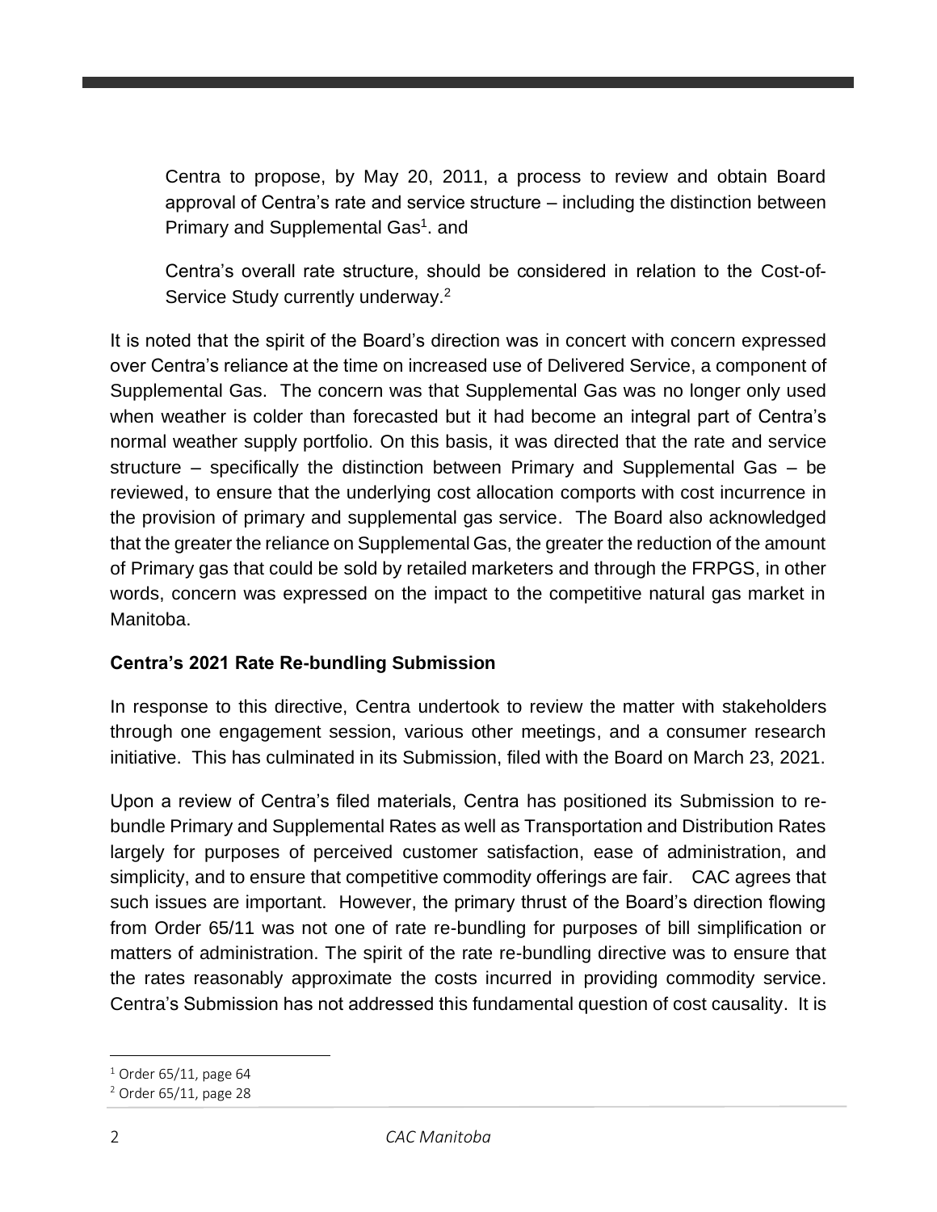> Centra to propose, by May 20, 2011, a process to review and obtain Board approval of Centra's rate and service structure – including the distinction between Primary and Supplemental Gas[1]. and
>
> Centra's overall rate structure, should be considered in relation to the Cost-of-Service Study currently underway.[2]

It is noted that the spirit of the Board's direction was in concert with concern expressed over Centra's reliance at the time on increased use of Delivered Service, a component of Supplemental Gas. The concern was that Supplemental Gas was no longer only used when weather is colder than forecasted but it had become an integral part of Centra's normal weather supply portfolio. On this basis, it was directed that the rate and service structure – specifically the distinction between Primary and Supplemental Gas – be reviewed, to ensure that the underlying cost allocation comports with cost incurrence in the provision of primary and supplemental gas service. The Board also acknowledged that the greater the reliance on Supplemental Gas, the greater the reduction of the amount of Primary gas that could be sold by retailed marketers and through the FRPGS, in other words, concern was expressed on the impact to the competitive natural gas market in Manitoba.

**Centra's 2021 Rate Re-bundling Submission**

In response to this directive, Centra undertook to review the matter with stakeholders through one engagement session, various other meetings, and a consumer research initiative. This has culminated in its Submission, filed with the Board on March 23, 2021.

Upon a review of Centra's filed materials, Centra has positioned its Submission to re-bundle Primary and Supplemental Rates as well as Transportation and Distribution Rates largely for purposes of perceived customer satisfaction, ease of administration, and simplicity, and to ensure that competitive commodity offerings are fair. CAC agrees that such issues are important. However, the primary thrust of the Board's direction flowing from Order 65/11 was not one of rate re-bundling for purposes of bill simplification or matters of administration. The spirit of the rate re-bundling directive was to ensure that the rates reasonably approximate the costs incurred in providing commodity service. Centra's Submission has not addressed this fundamental question of cost causality. It is

[1] Order 65/11, page 64

[2] Order 65/11, page 28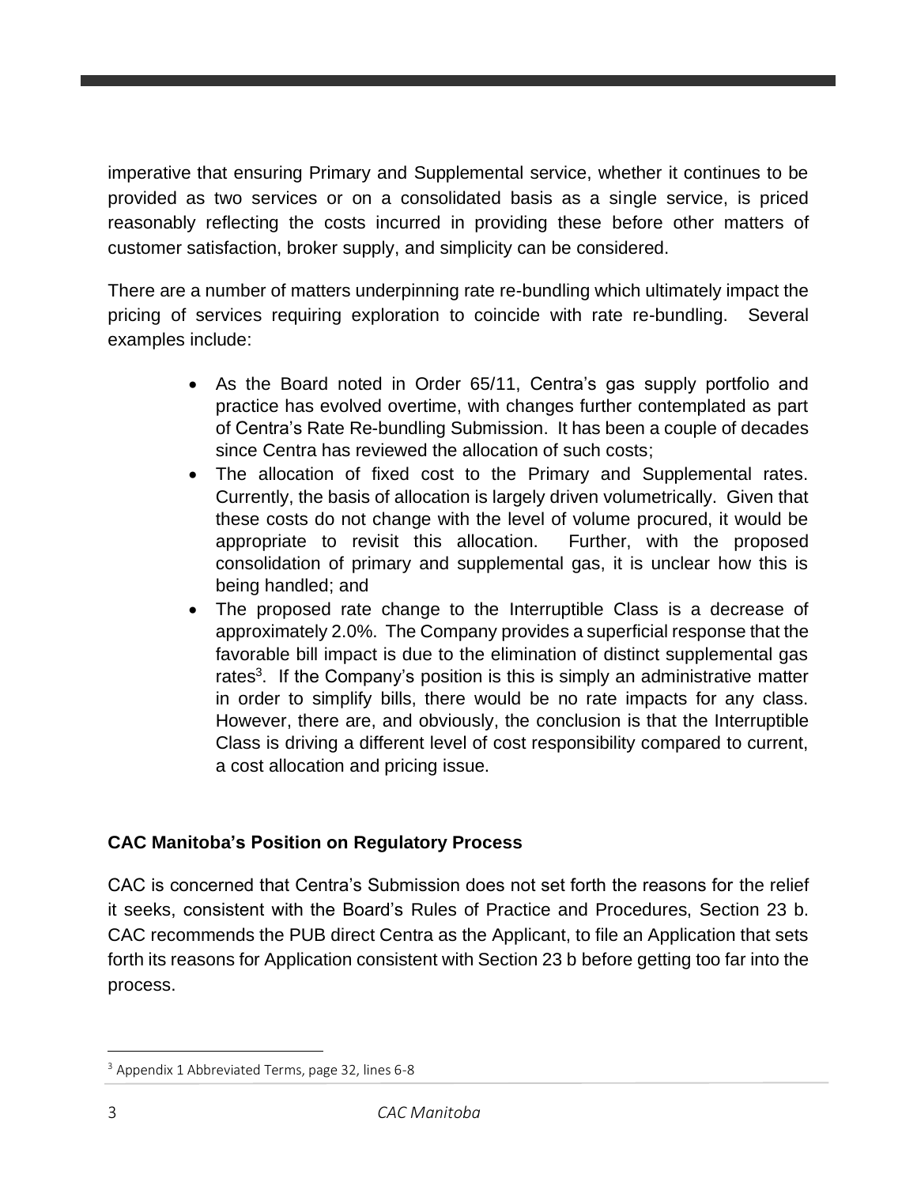imperative that ensuring Primary and Supplemental service, whether it continues to be provided as two services or on a consolidated basis as a single service, is priced reasonably reflecting the costs incurred in providing these before other matters of customer satisfaction, broker supply, and simplicity can be considered.

There are a number of matters underpinning rate re-bundling which ultimately impact the pricing of services requiring exploration to coincide with rate re-bundling. Several examples include:

- As the Board noted in Order 65/11, Centra's gas supply portfolio and practice has evolved overtime, with changes further contemplated as part of Centra's Rate Re-bundling Submission. It has been a couple of decades since Centra has reviewed the allocation of such costs;
- The allocation of fixed cost to the Primary and Supplemental rates. Currently, the basis of allocation is largely driven volumetrically. Given that these costs do not change with the level of volume procured, it would be appropriate to revisit this allocation. Further, with the proposed consolidation of primary and supplemental gas, it is unclear how this is being handled; and
- The proposed rate change to the Interruptible Class is a decrease of approximately 2.0%. The Company provides a superficial response that the favorable bill impact is due to the elimination of distinct supplemental gas rates[3]. If the Company's position is this is simply an administrative matter in order to simplify bills, there would be no rate impacts for any class. However, there are, and obviously, the conclusion is that the Interruptible Class is driving a different level of cost responsibility compared to current, a cost allocation and pricing issue.

**CAC Manitoba's Position on Regulatory Process**

CAC is concerned that Centra's Submission does not set forth the reasons for the relief it seeks, consistent with the Board's Rules of Practice and Procedures, Section 23 b. CAC recommends the PUB direct Centra as the Applicant, to file an Application that sets forth its reasons for Application consistent with Section 23 b before getting too far into the process.

[3] Appendix 1 Abbreviated Terms, page 32, lines 6-8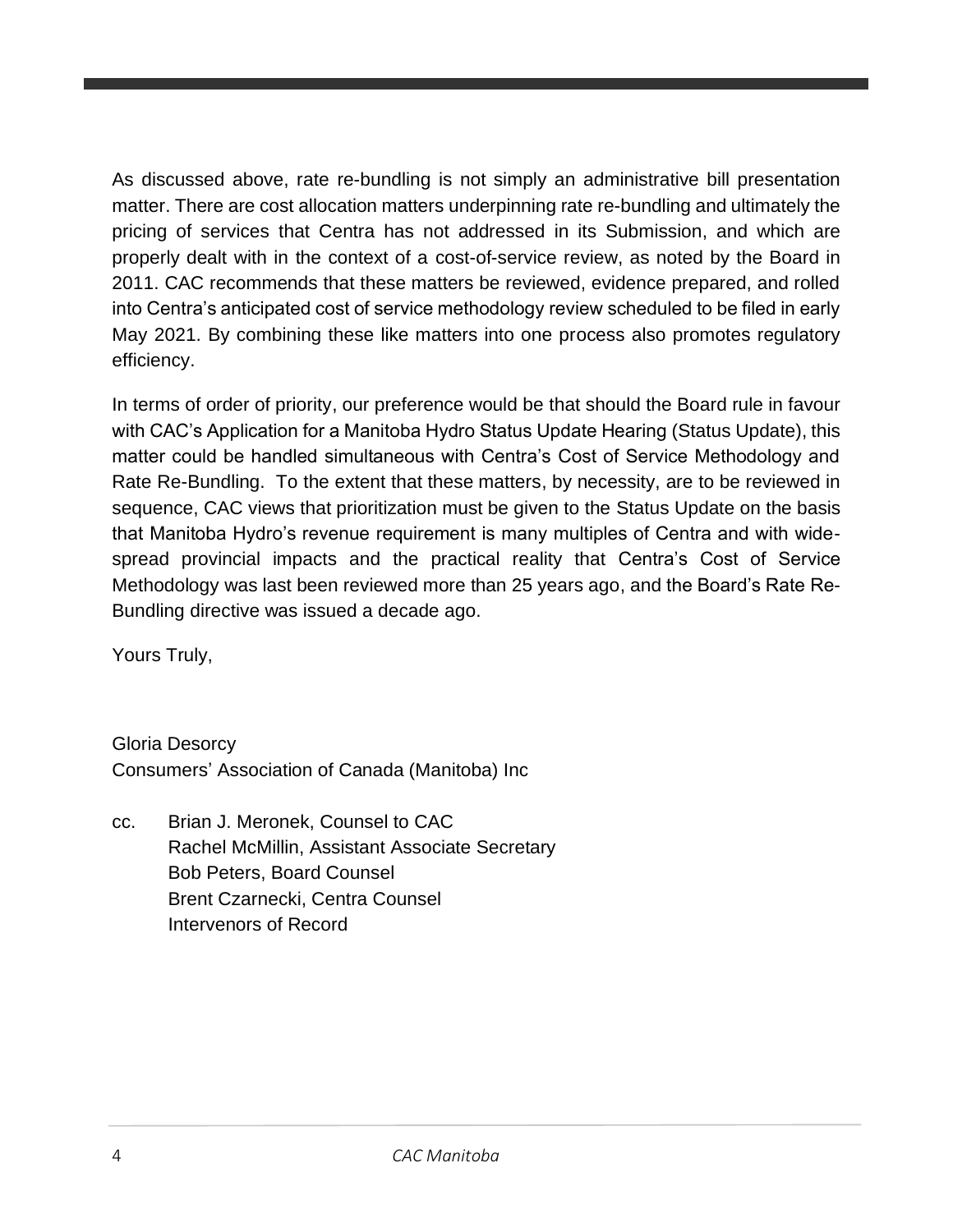As discussed above, rate re-bundling is not simply an administrative bill presentation matter. There are cost allocation matters underpinning rate re-bundling and ultimately the pricing of services that Centra has not addressed in its Submission, and which are properly dealt with in the context of a cost-of-service review, as noted by the Board in 2011. CAC recommends that these matters be reviewed, evidence prepared, and rolled into Centra's anticipated cost of service methodology review scheduled to be filed in early May 2021. By combining these like matters into one process also promotes regulatory efficiency.

In terms of order of priority, our preference would be that should the Board rule in favour with CAC's Application for a Manitoba Hydro Status Update Hearing (Status Update), this matter could be handled simultaneous with Centra's Cost of Service Methodology and Rate Re-Bundling. To the extent that these matters, by necessity, are to be reviewed in sequence, CAC views that prioritization must be given to the Status Update on the basis that Manitoba Hydro's revenue requirement is many multiples of Centra and with wide-spread provincial impacts and the practical reality that Centra's Cost of Service Methodology was last been reviewed more than 25 years ago, and the Board's Rate Re-Bundling directive was issued a decade ago.

Yours Truly,

Gloria Desorcy
Consumers' Association of Canada (Manitoba) Inc

cc. Brian J. Meronek, Counsel to CAC
Rachel McMillin, Assistant Associate Secretary
Bob Peters, Board Counsel
Brent Czarnecki, Centra Counsel
Intervenors of Record